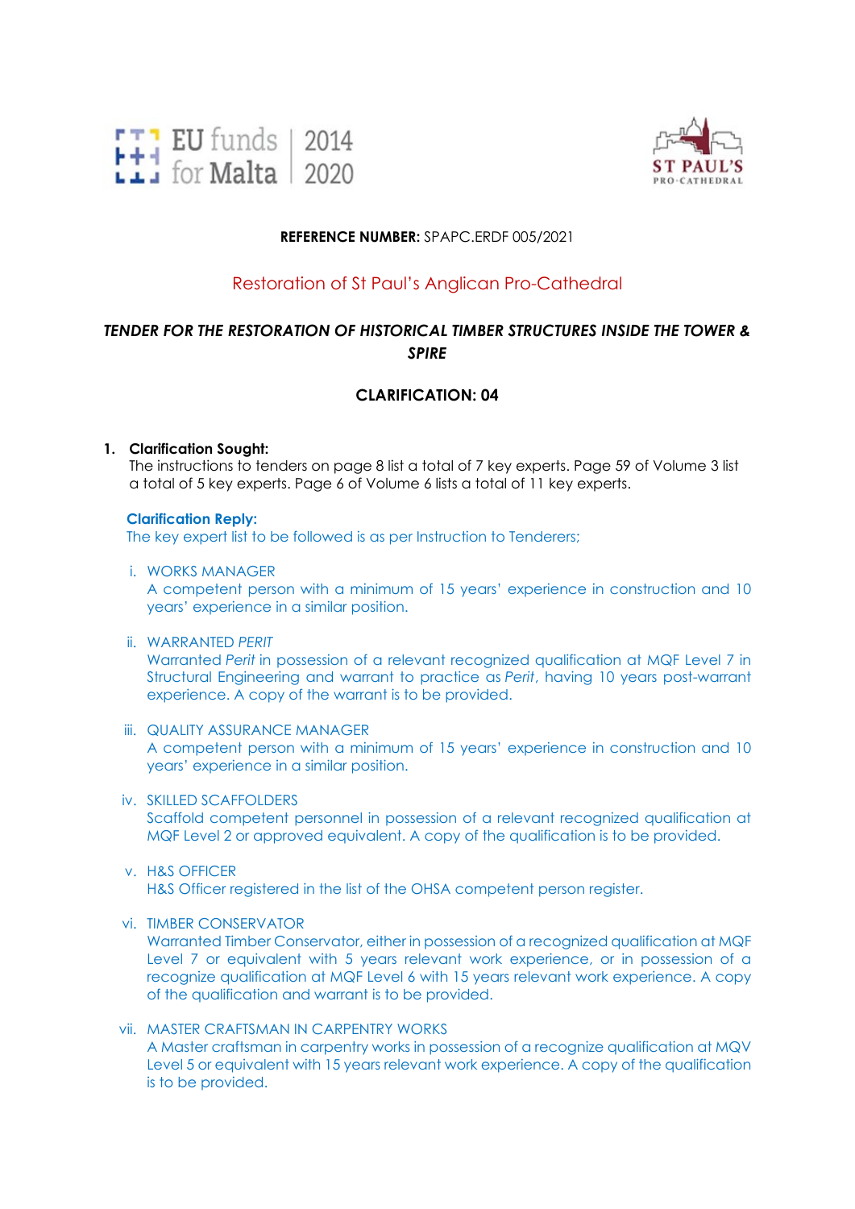**REFERENCE NUMBER:** SPAPC.ERDF 005/2021

# Restoration of St Paul's Anglican Pro-Cathedral

## *TENDER FOR THE RESTORATION OF HISTORICAL TIMBER STRUCTURES INSIDE THE TOWER & SPIRE*

### CLARIFICATION: 04

1. **Clarification Sought:**
   The instructions to tenders on page 8 list a total of 7 key experts. Page 59 of Volume 3 list a total of 5 key experts. Page 6 of Volume 6 lists a total of 11 key experts.

   **Clarification Reply:**
   The key expert list to be followed is as per Instruction to Tenderers;

   i. WORKS MANAGER
   A competent person with a minimum of 15 years' experience in construction and 10 years' experience in a similar position.

   ii. WARRANTED *PERIT*
   Warranted *Perit* in possession of a relevant recognized qualification at MQF Level 7 in Structural Engineering and warrant to practice as *Perit*, having 10 years post-warrant experience. A copy of the warrant is to be provided.

   iii. QUALITY ASSURANCE MANAGER
   A competent person with a minimum of 15 years' experience in construction and 10 years' experience in a similar position.

   iv. SKILLED SCAFFOLDERS
   Scaffold competent personnel in possession of a relevant recognized qualification at MQF Level 2 or approved equivalent. A copy of the qualification is to be provided.

   v. H&S OFFICER
   H&S Officer registered in the list of the OHSA competent person register.

   vi. TIMBER CONSERVATOR
   Warranted Timber Conservator, either in possession of a recognized qualification at MQF Level 7 or equivalent with 5 years relevant work experience, or in possession of a recognize qualification at MQF Level 6 with 15 years relevant work experience. A copy of the qualification and warrant is to be provided.

   vii. MASTER CRAFTSMAN IN CARPENTRY WORKS
   A Master craftsman in carpentry works in possession of a recognize qualification at MQV Level 5 or equivalent with 15 years relevant work experience. A copy of the qualification is to be provided.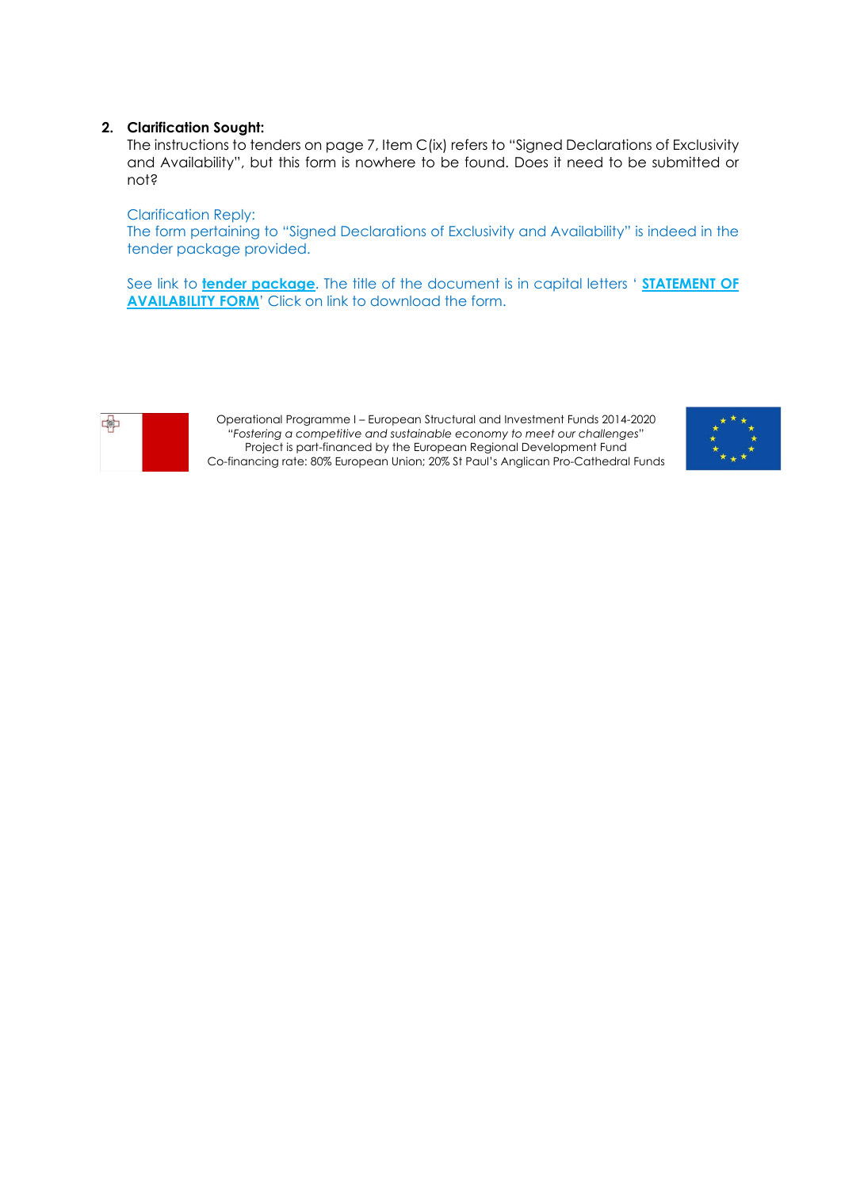2. **Clarification Sought:**

   The instructions to tenders on page 7, Item C(ix) refers to "Signed Declarations of Exclusivity and Availability", but this form is nowhere to be found. Does it need to be submitted or not?

   Clarification Reply:

   The form pertaining to "Signed Declarations of Exclusivity and Availability" is indeed in the tender package provided.

   See link to **tender package**. The title of the document is in capital letters ' **STATEMENT OF AVAILABILITY FORM**' Click on link to download the form.

Operational Programme I – European Structural and Investment Funds 2014-2020
*"Fostering a competitive and sustainable economy to meet our challenges"*
Project is part-financed by the European Regional Development Fund
Co-financing rate: 80% European Union; 20% St Paul's Anglican Pro-Cathedral Funds